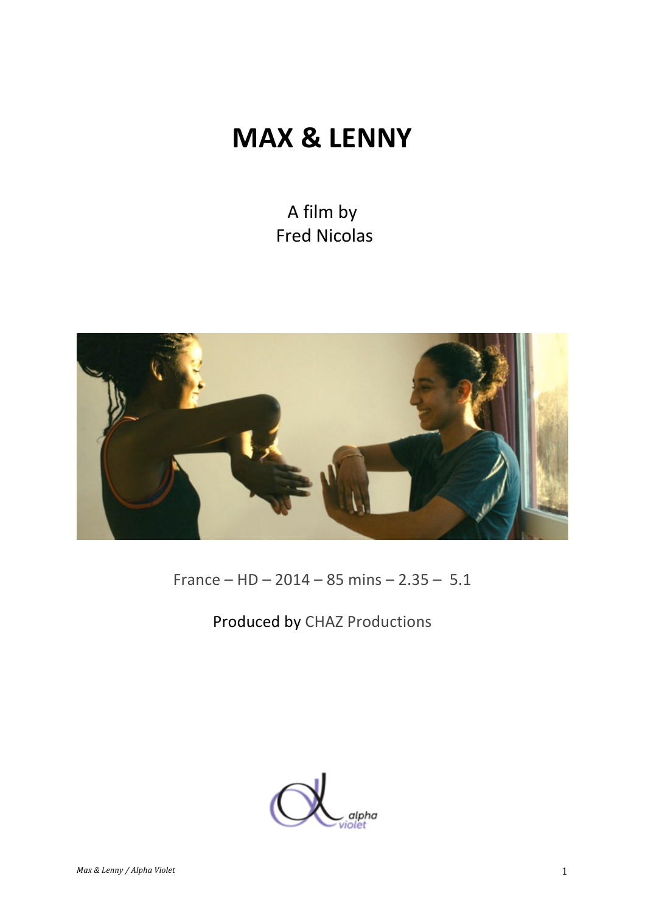# MAX & LENNY

A film by
Fred Nicolas

France – HD – 2014 – 85 mins – 2.35 – 5.1

Produced by CHAZ Productions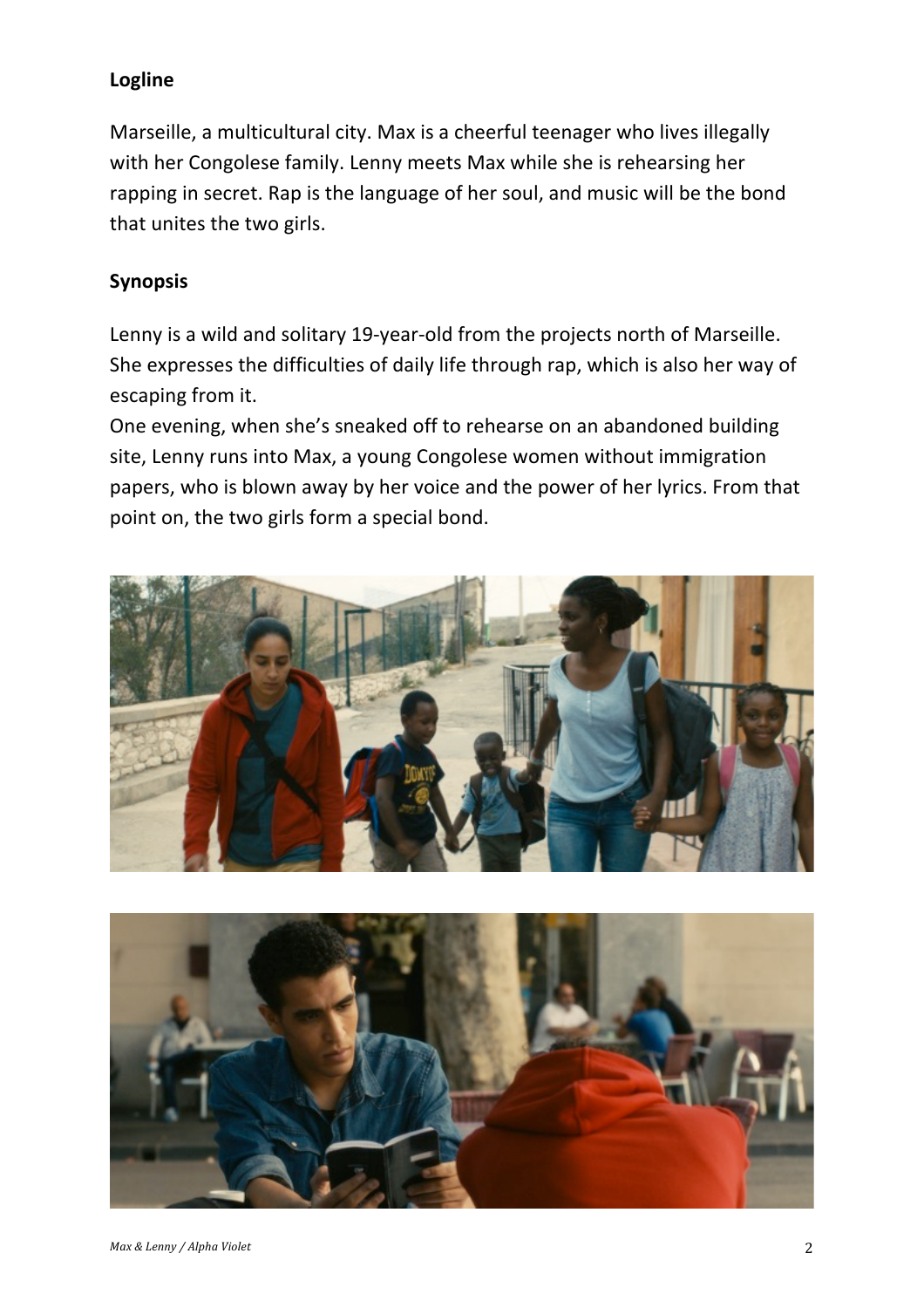**Logline**

Marseille, a multicultural city. Max is a cheerful teenager who lives illegally with her Congolese family. Lenny meets Max while she is rehearsing her rapping in secret. Rap is the language of her soul, and music will be the bond that unites the two girls.

**Synopsis**

Lenny is a wild and solitary 19-year-old from the projects north of Marseille. She expresses the difficulties of daily life through rap, which is also her way of escaping from it.

One evening, when she's sneaked off to rehearse on an abandoned building site, Lenny runs into Max, a young Congolese women without immigration papers, who is blown away by her voice and the power of her lyrics. From that point on, the two girls form a special bond.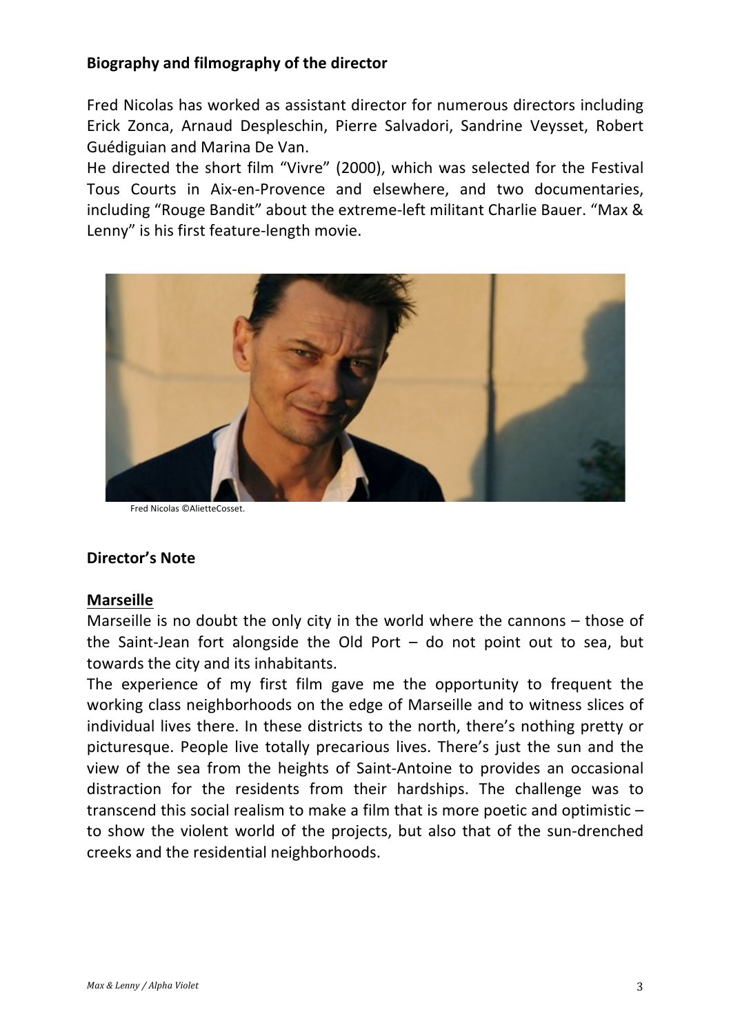**Biography and filmography of the director**

Fred Nicolas has worked as assistant director for numerous directors including Erick Zonca, Arnaud Despleschin, Pierre Salvadori, Sandrine Veysset, Robert Guédiguian and Marina De Van.

He directed the short film "Vivre" (2000), which was selected for the Festival Tous Courts in Aix-en-Provence and elsewhere, and two documentaries, including "Rouge Bandit" about the extreme-left militant Charlie Bauer. "Max & Lenny" is his first feature-length movie.

Fred Nicolas ©AlietteCosset.

**Director's Note**

**Marseille**

Marseille is no doubt the only city in the world where the cannons – those of the Saint-Jean fort alongside the Old Port – do not point out to sea, but towards the city and its inhabitants.

The experience of my first film gave me the opportunity to frequent the working class neighborhoods on the edge of Marseille and to witness slices of individual lives there. In these districts to the north, there's nothing pretty or picturesque. People live totally precarious lives. There's just the sun and the view of the sea from the heights of Saint-Antoine to provides an occasional distraction for the residents from their hardships. The challenge was to transcend this social realism to make a film that is more poetic and optimistic – to show the violent world of the projects, but also that of the sun-drenched creeks and the residential neighborhoods.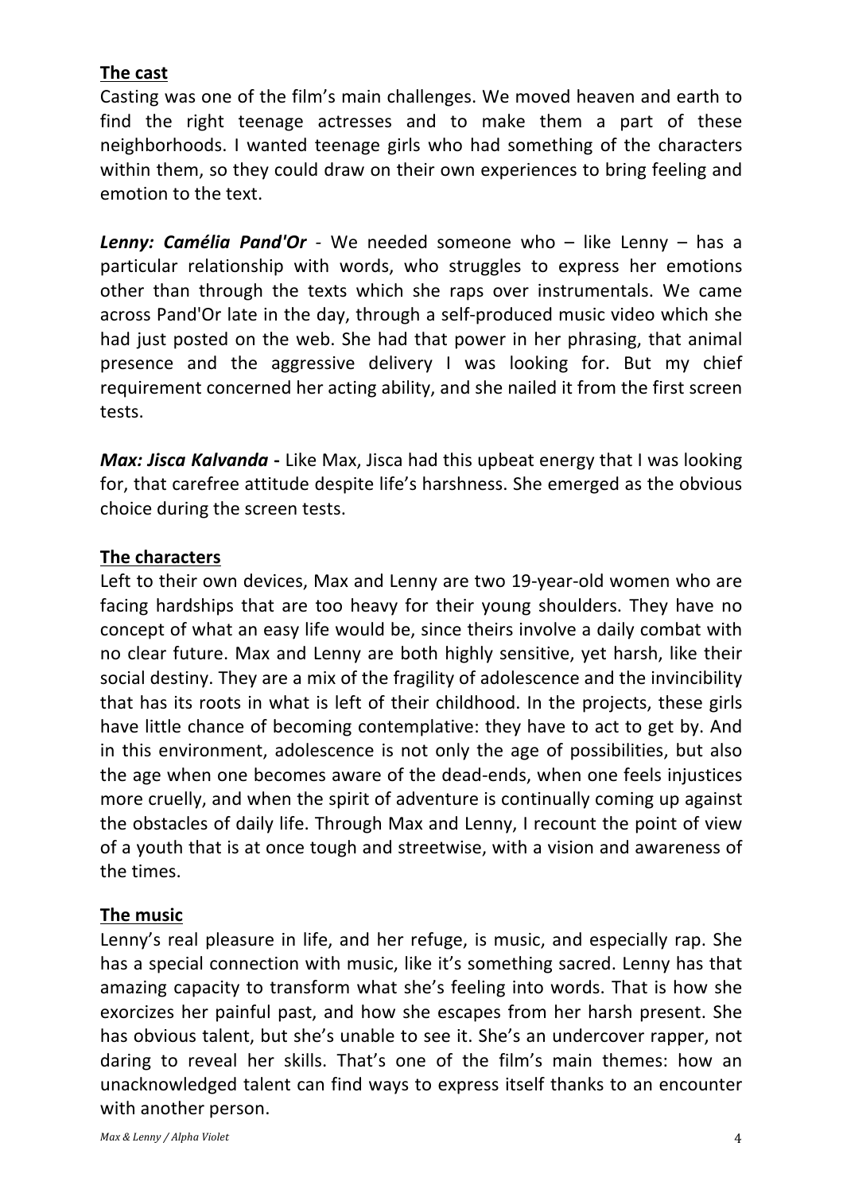## The cast

Casting was one of the film's main challenges. We moved heaven and earth to find the right teenage actresses and to make them a part of these neighborhoods. I wanted teenage girls who had something of the characters within them, so they could draw on their own experiences to bring feeling and emotion to the text.

***Lenny: Camélia Pand'Or*** - We needed someone who – like Lenny – has a particular relationship with words, who struggles to express her emotions other than through the texts which she raps over instrumentals. We came across Pand'Or late in the day, through a self-produced music video which she had just posted on the web. She had that power in her phrasing, that animal presence and the aggressive delivery I was looking for. But my chief requirement concerned her acting ability, and she nailed it from the first screen tests.

***Max: Jisca Kalvanda*** **-** Like Max, Jisca had this upbeat energy that I was looking for, that carefree attitude despite life's harshness. She emerged as the obvious choice during the screen tests.

## The characters

Left to their own devices, Max and Lenny are two 19-year-old women who are facing hardships that are too heavy for their young shoulders. They have no concept of what an easy life would be, since theirs involve a daily combat with no clear future. Max and Lenny are both highly sensitive, yet harsh, like their social destiny. They are a mix of the fragility of adolescence and the invincibility that has its roots in what is left of their childhood. In the projects, these girls have little chance of becoming contemplative: they have to act to get by. And in this environment, adolescence is not only the age of possibilities, but also the age when one becomes aware of the dead-ends, when one feels injustices more cruelly, and when the spirit of adventure is continually coming up against the obstacles of daily life. Through Max and Lenny, I recount the point of view of a youth that is at once tough and streetwise, with a vision and awareness of the times.

## The music

Lenny's real pleasure in life, and her refuge, is music, and especially rap. She has a special connection with music, like it's something sacred. Lenny has that amazing capacity to transform what she's feeling into words. That is how she exorcizes her painful past, and how she escapes from her harsh present. She has obvious talent, but she's unable to see it. She's an undercover rapper, not daring to reveal her skills. That's one of the film's main themes: how an unacknowledged talent can find ways to express itself thanks to an encounter with another person.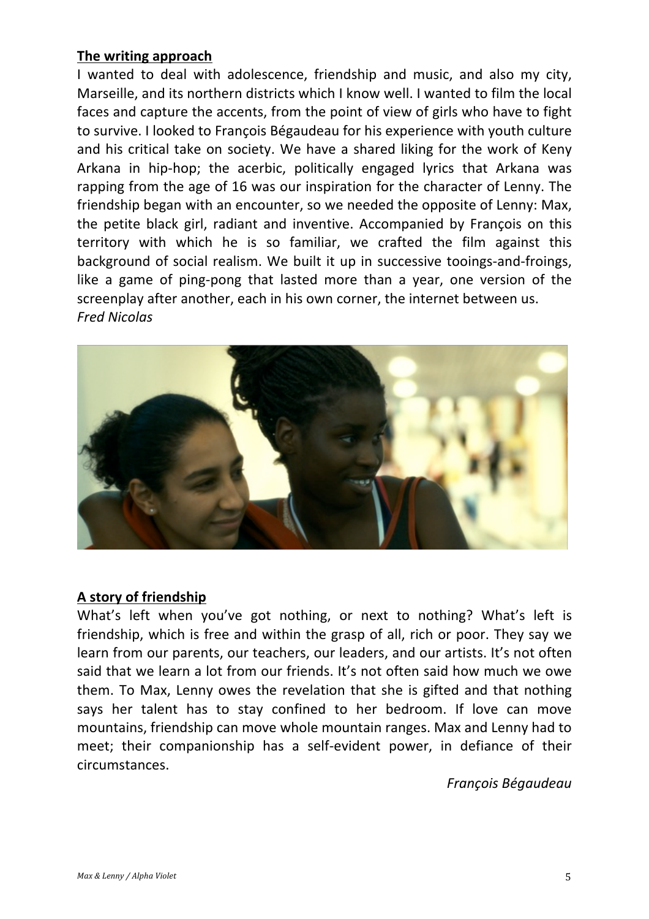**The writing approach**

I wanted to deal with adolescence, friendship and music, and also my city, Marseille, and its northern districts which I know well. I wanted to film the local faces and capture the accents, from the point of view of girls who have to fight to survive. I looked to François Bégaudeau for his experience with youth culture and his critical take on society. We have a shared liking for the work of Keny Arkana in hip-hop; the acerbic, politically engaged lyrics that Arkana was rapping from the age of 16 was our inspiration for the character of Lenny. The friendship began with an encounter, so we needed the opposite of Lenny: Max, the petite black girl, radiant and inventive. Accompanied by François on this territory with which he is so familiar, we crafted the film against this background of social realism. We built it up in successive tooings-and-froings, like a game of ping-pong that lasted more than a year, one version of the screenplay after another, each in his own corner, the internet between us.
*Fred Nicolas*

**A story of friendship**

What's left when you've got nothing, or next to nothing? What's left is friendship, which is free and within the grasp of all, rich or poor. They say we learn from our parents, our teachers, our leaders, and our artists. It's not often said that we learn a lot from our friends. It's not often said how much we owe them. To Max, Lenny owes the revelation that she is gifted and that nothing says her talent has to stay confined to her bedroom. If love can move mountains, friendship can move whole mountain ranges. Max and Lenny had to meet; their companionship has a self-evident power, in defiance of their circumstances.

*François Bégaudeau*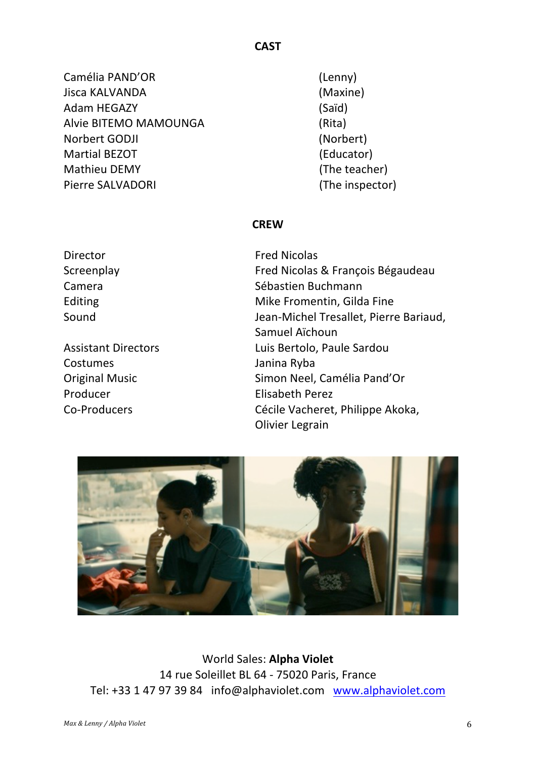## CAST

| | |
|---|---|
| Camélia PAND'OR | (Lenny) |
| Jisca KALVANDA | (Maxine) |
| Adam HEGAZY | (Saïd) |
| Alvie BITEMO MAMOUNGA | (Rita) |
| Norbert GODJI | (Norbert) |
| Martial BEZOT | (Educator) |
| Mathieu DEMY | (The teacher) |
| Pierre SALVADORI | (The inspector) |

## CREW

| | |
|---|---|
| Director | Fred Nicolas |
| Screenplay | Fred Nicolas & François Bégaudeau |
| Camera | Sébastien Buchmann |
| Editing | Mike Fromentin, Gilda Fine |
| Sound | Jean-Michel Tresallet, Pierre Bariaud, Samuel Aïchoun |
| Assistant Directors | Luis Bertolo, Paule Sardou |
| Costumes | Janina Ryba |
| Original Music | Simon Neel, Camélia Pand'Or |
| Producer | Elisabeth Perez |
| Co-Producers | Cécile Vacheret, Philippe Akoka, Olivier Legrain |

World Sales: **Alpha Violet**
14 rue Soleillet BL 64 - 75020 Paris, France
Tel: +33 1 47 97 39 84 info@alphaviolet.com [www.alphaviolet.com](http://www.alphaviolet.com)